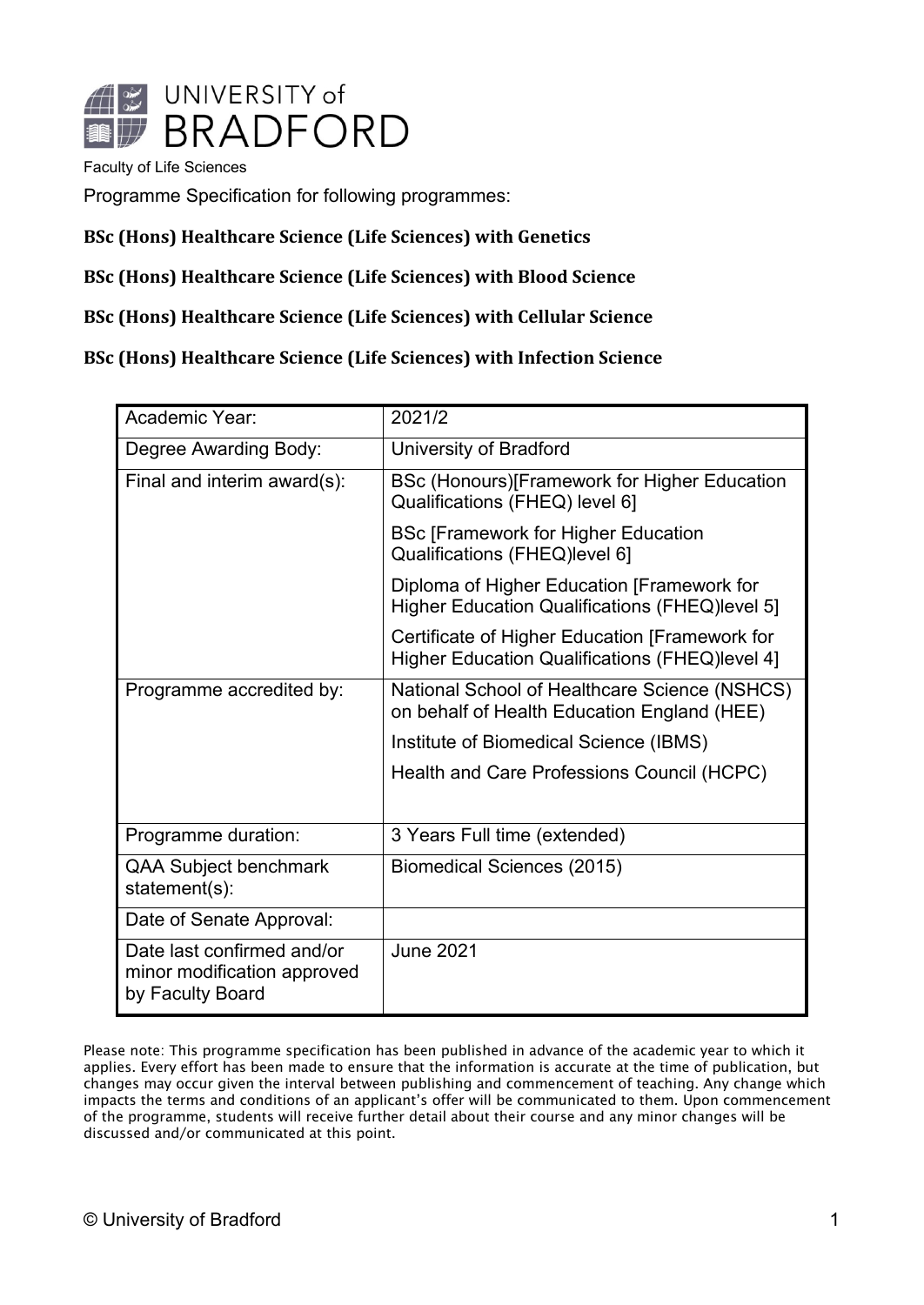UNIVERSITY of BRADFORD

Faculty of Life Sciences

Programme Specification for following programmes:

**BSc (Hons) Healthcare Science (Life Sciences) with Genetics**

**BSc (Hons) Healthcare Science (Life Sciences) with Blood Science**

**BSc (Hons) Healthcare Science (Life Sciences) with Cellular Science**

**BSc (Hons) Healthcare Science (Life Sciences) with Infection Science**

| | |
|---|---|
| Academic Year: | 2021/2 |
| Degree Awarding Body: | University of Bradford |
| Final and interim award(s): | BSc (Honours)[Framework for Higher Education Qualifications (FHEQ) level 6]<br><br>BSc [Framework for Higher Education Qualifications (FHEQ)level 6]<br><br>Diploma of Higher Education [Framework for Higher Education Qualifications (FHEQ)level 5]<br><br>Certificate of Higher Education [Framework for Higher Education Qualifications (FHEQ)level 4] |
| Programme accredited by: | National School of Healthcare Science (NSHCS) on behalf of Health Education England (HEE)<br><br>Institute of Biomedical Science (IBMS)<br><br>Health and Care Professions Council (HCPC) |
| Programme duration: | 3 Years Full time (extended) |
| QAA Subject benchmark statement(s): | Biomedical Sciences (2015) |
| Date of Senate Approval: | |
| Date last confirmed and/or minor modification approved by Faculty Board | June 2021 |

Please note: This programme specification has been published in advance of the academic year to which it applies. Every effort has been made to ensure that the information is accurate at the time of publication, but changes may occur given the interval between publishing and commencement of teaching. Any change which impacts the terms and conditions of an applicant's offer will be communicated to them. Upon commencement of the programme, students will receive further detail about their course and any minor changes will be discussed and/or communicated at this point.

© University of Bradford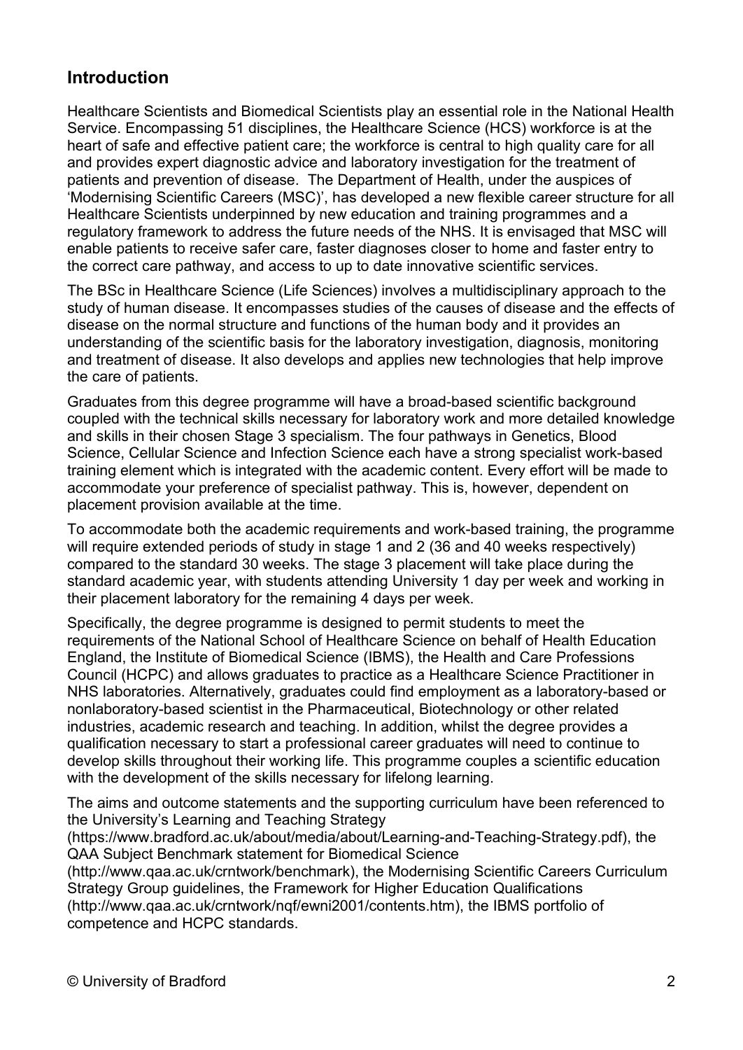## Introduction

Healthcare Scientists and Biomedical Scientists play an essential role in the National Health Service. Encompassing 51 disciplines, the Healthcare Science (HCS) workforce is at the heart of safe and effective patient care; the workforce is central to high quality care for all and provides expert diagnostic advice and laboratory investigation for the treatment of patients and prevention of disease. The Department of Health, under the auspices of 'Modernising Scientific Careers (MSC)', has developed a new flexible career structure for all Healthcare Scientists underpinned by new education and training programmes and a regulatory framework to address the future needs of the NHS. It is envisaged that MSC will enable patients to receive safer care, faster diagnoses closer to home and faster entry to the correct care pathway, and access to up to date innovative scientific services.

The BSc in Healthcare Science (Life Sciences) involves a multidisciplinary approach to the study of human disease. It encompasses studies of the causes of disease and the effects of disease on the normal structure and functions of the human body and it provides an understanding of the scientific basis for the laboratory investigation, diagnosis, monitoring and treatment of disease. It also develops and applies new technologies that help improve the care of patients.

Graduates from this degree programme will have a broad-based scientific background coupled with the technical skills necessary for laboratory work and more detailed knowledge and skills in their chosen Stage 3 specialism. The four pathways in Genetics, Blood Science, Cellular Science and Infection Science each have a strong specialist work-based training element which is integrated with the academic content. Every effort will be made to accommodate your preference of specialist pathway. This is, however, dependent on placement provision available at the time.

To accommodate both the academic requirements and work-based training, the programme will require extended periods of study in stage 1 and 2 (36 and 40 weeks respectively) compared to the standard 30 weeks. The stage 3 placement will take place during the standard academic year, with students attending University 1 day per week and working in their placement laboratory for the remaining 4 days per week.

Specifically, the degree programme is designed to permit students to meet the requirements of the National School of Healthcare Science on behalf of Health Education England, the Institute of Biomedical Science (IBMS), the Health and Care Professions Council (HCPC) and allows graduates to practice as a Healthcare Science Practitioner in NHS laboratories. Alternatively, graduates could find employment as a laboratory-based or nonlaboratory-based scientist in the Pharmaceutical, Biotechnology or other related industries, academic research and teaching. In addition, whilst the degree provides a qualification necessary to start a professional career graduates will need to continue to develop skills throughout their working life. This programme couples a scientific education with the development of the skills necessary for lifelong learning.

The aims and outcome statements and the supporting curriculum have been referenced to the University's Learning and Teaching Strategy (https://www.bradford.ac.uk/about/media/about/Learning-and-Teaching-Strategy.pdf), the QAA Subject Benchmark statement for Biomedical Science (http://www.qaa.ac.uk/crntwork/benchmark), the Modernising Scientific Careers Curriculum Strategy Group guidelines, the Framework for Higher Education Qualifications (http://www.qaa.ac.uk/crntwork/nqf/ewni2001/contents.htm), the IBMS portfolio of competence and HCPC standards.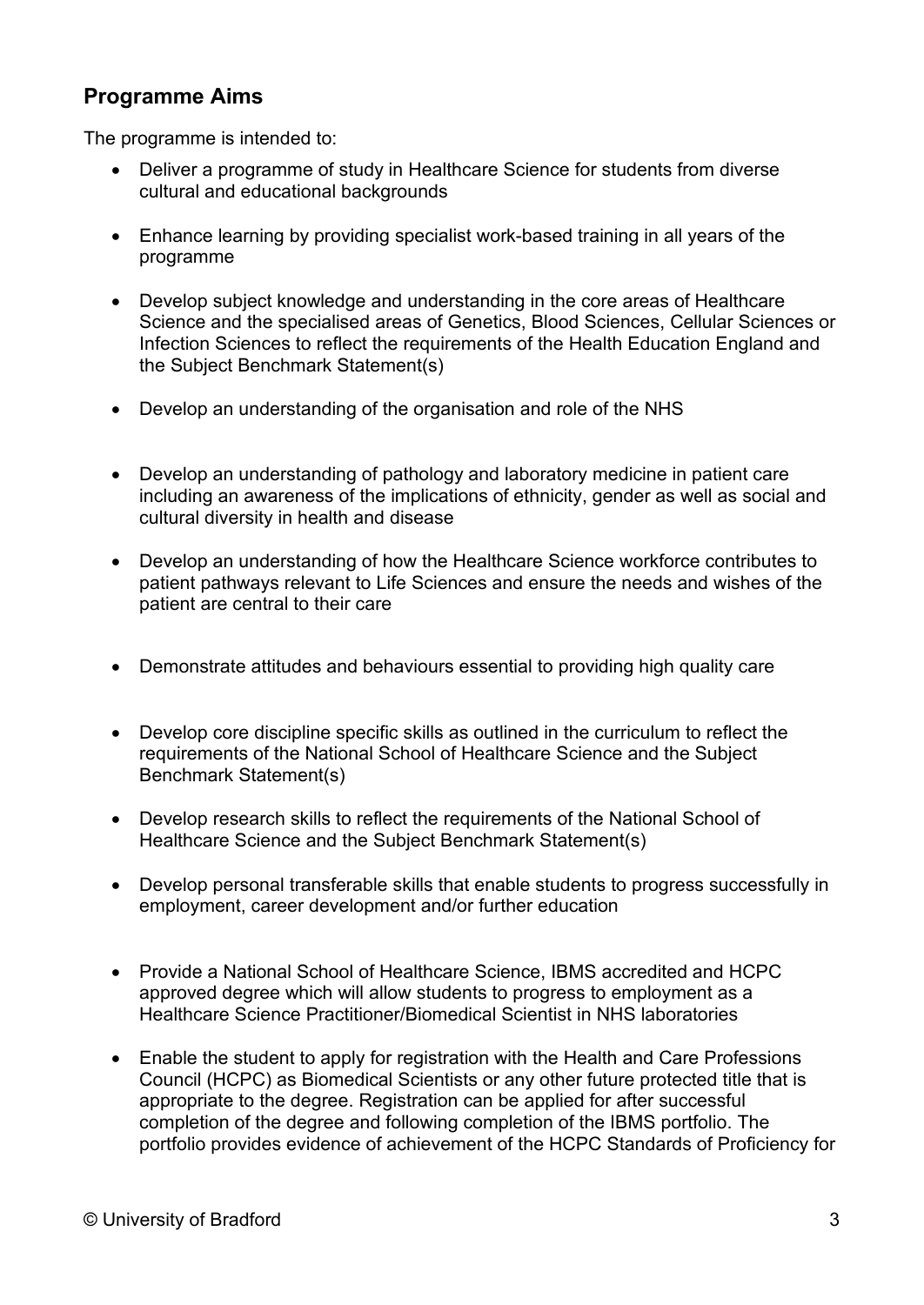## Programme Aims

The programme is intended to:

- Deliver a programme of study in Healthcare Science for students from diverse cultural and educational backgrounds
- Enhance learning by providing specialist work-based training in all years of the programme
- Develop subject knowledge and understanding in the core areas of Healthcare Science and the specialised areas of Genetics, Blood Sciences, Cellular Sciences or Infection Sciences to reflect the requirements of the Health Education England and the Subject Benchmark Statement(s)
- Develop an understanding of the organisation and role of the NHS
- Develop an understanding of pathology and laboratory medicine in patient care including an awareness of the implications of ethnicity, gender as well as social and cultural diversity in health and disease
- Develop an understanding of how the Healthcare Science workforce contributes to patient pathways relevant to Life Sciences and ensure the needs and wishes of the patient are central to their care
- Demonstrate attitudes and behaviours essential to providing high quality care
- Develop core discipline specific skills as outlined in the curriculum to reflect the requirements of the National School of Healthcare Science and the Subject Benchmark Statement(s)
- Develop research skills to reflect the requirements of the National School of Healthcare Science and the Subject Benchmark Statement(s)
- Develop personal transferable skills that enable students to progress successfully in employment, career development and/or further education
- Provide a National School of Healthcare Science, IBMS accredited and HCPC approved degree which will allow students to progress to employment as a Healthcare Science Practitioner/Biomedical Scientist in NHS laboratories
- Enable the student to apply for registration with the Health and Care Professions Council (HCPC) as Biomedical Scientists or any other future protected title that is appropriate to the degree. Registration can be applied for after successful completion of the degree and following completion of the IBMS portfolio. The portfolio provides evidence of achievement of the HCPC Standards of Proficiency for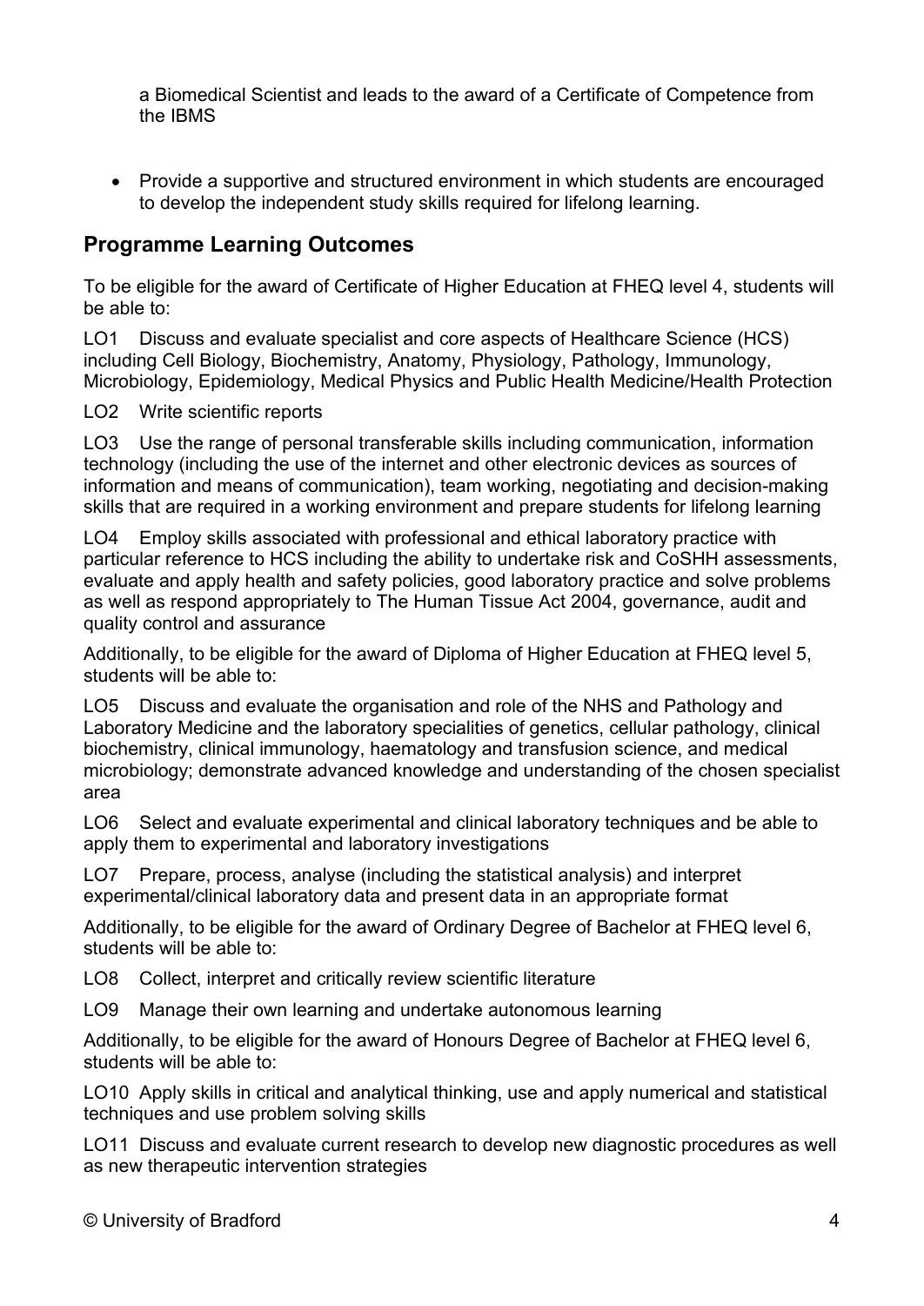a Biomedical Scientist and leads to the award of a Certificate of Competence from the IBMS

- Provide a supportive and structured environment in which students are encouraged to develop the independent study skills required for lifelong learning.

## Programme Learning Outcomes

To be eligible for the award of Certificate of Higher Education at FHEQ level 4, students will be able to:

LO1 Discuss and evaluate specialist and core aspects of Healthcare Science (HCS) including Cell Biology, Biochemistry, Anatomy, Physiology, Pathology, Immunology, Microbiology, Epidemiology, Medical Physics and Public Health Medicine/Health Protection

LO2 Write scientific reports

LO3 Use the range of personal transferable skills including communication, information technology (including the use of the internet and other electronic devices as sources of information and means of communication), team working, negotiating and decision-making skills that are required in a working environment and prepare students for lifelong learning

LO4 Employ skills associated with professional and ethical laboratory practice with particular reference to HCS including the ability to undertake risk and CoSHH assessments, evaluate and apply health and safety policies, good laboratory practice and solve problems as well as respond appropriately to The Human Tissue Act 2004, governance, audit and quality control and assurance

Additionally, to be eligible for the award of Diploma of Higher Education at FHEQ level 5, students will be able to:

LO5 Discuss and evaluate the organisation and role of the NHS and Pathology and Laboratory Medicine and the laboratory specialities of genetics, cellular pathology, clinical biochemistry, clinical immunology, haematology and transfusion science, and medical microbiology; demonstrate advanced knowledge and understanding of the chosen specialist area

LO6 Select and evaluate experimental and clinical laboratory techniques and be able to apply them to experimental and laboratory investigations

LO7 Prepare, process, analyse (including the statistical analysis) and interpret experimental/clinical laboratory data and present data in an appropriate format

Additionally, to be eligible for the award of Ordinary Degree of Bachelor at FHEQ level 6, students will be able to:

LO8 Collect, interpret and critically review scientific literature

LO9 Manage their own learning and undertake autonomous learning

Additionally, to be eligible for the award of Honours Degree of Bachelor at FHEQ level 6, students will be able to:

LO10 Apply skills in critical and analytical thinking, use and apply numerical and statistical techniques and use problem solving skills

LO11 Discuss and evaluate current research to develop new diagnostic procedures as well as new therapeutic intervention strategies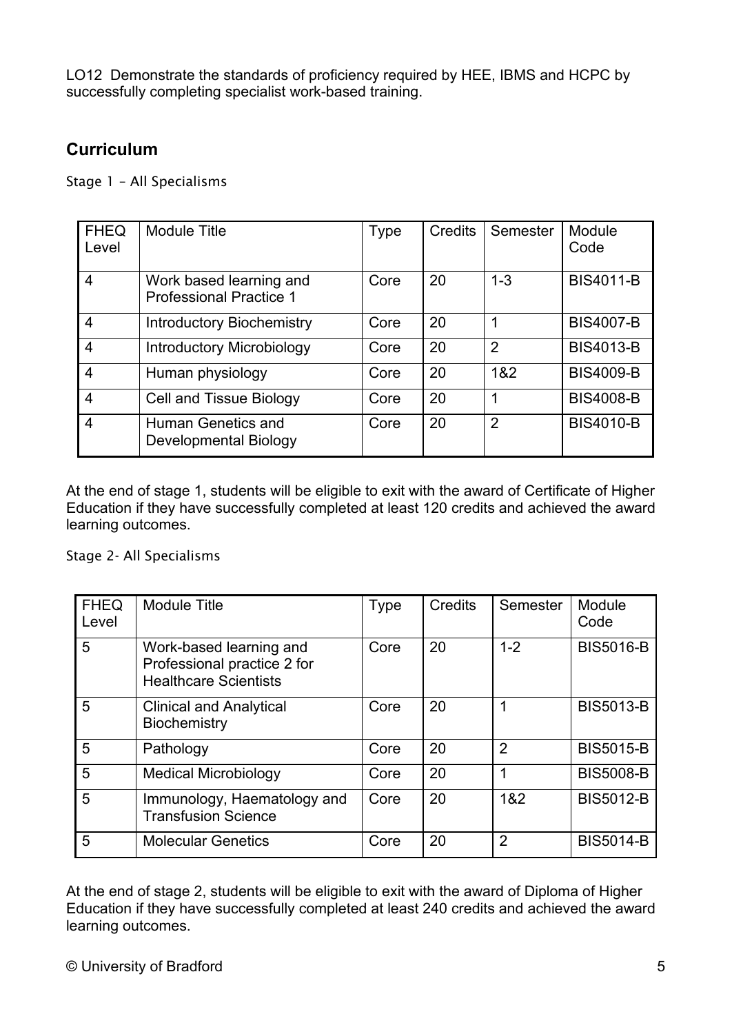LO12 Demonstrate the standards of proficiency required by HEE, IBMS and HCPC by successfully completing specialist work-based training.

## Curriculum

Stage 1 – All Specialisms

| FHEQ Level | Module Title | Type | Credits | Semester | Module Code |
|---|---|---|---|---|---|
| 4 | Work based learning and Professional Practice 1 | Core | 20 | 1-3 | BIS4011-B |
| 4 | Introductory Biochemistry | Core | 20 | 1 | BIS4007-B |
| 4 | Introductory Microbiology | Core | 20 | 2 | BIS4013-B |
| 4 | Human physiology | Core | 20 | 1&2 | BIS4009-B |
| 4 | Cell and Tissue Biology | Core | 20 | 1 | BIS4008-B |
| 4 | Human Genetics and Developmental Biology | Core | 20 | 2 | BIS4010-B |

At the end of stage 1, students will be eligible to exit with the award of Certificate of Higher Education if they have successfully completed at least 120 credits and achieved the award learning outcomes.

Stage 2- All Specialisms

| FHEQ Level | Module Title | Type | Credits | Semester | Module Code |
|---|---|---|---|---|---|
| 5 | Work-based learning and Professional practice 2 for Healthcare Scientists | Core | 20 | 1-2 | BIS5016-B |
| 5 | Clinical and Analytical Biochemistry | Core | 20 | 1 | BIS5013-B |
| 5 | Pathology | Core | 20 | 2 | BIS5015-B |
| 5 | Medical Microbiology | Core | 20 | 1 | BIS5008-B |
| 5 | Immunology, Haematology and Transfusion Science | Core | 20 | 1&2 | BIS5012-B |
| 5 | Molecular Genetics | Core | 20 | 2 | BIS5014-B |

At the end of stage 2, students will be eligible to exit with the award of Diploma of Higher Education if they have successfully completed at least 240 credits and achieved the award learning outcomes.

© University of Bradford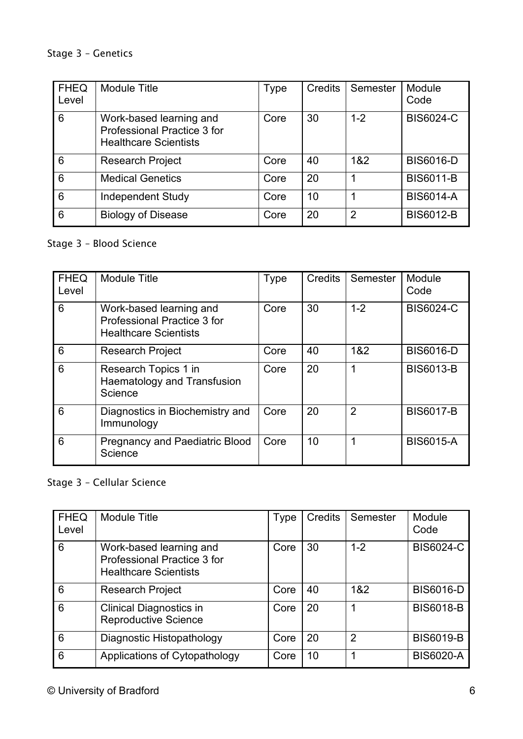Stage 3 – Genetics

| FHEQ Level | Module Title | Type | Credits | Semester | Module Code |
|---|---|---|---|---|---|
| 6 | Work-based learning and Professional Practice 3 for Healthcare Scientists | Core | 30 | 1-2 | BIS6024-C |
| 6 | Research Project | Core | 40 | 1&2 | BIS6016-D |
| 6 | Medical Genetics | Core | 20 | 1 | BIS6011-B |
| 6 | Independent Study | Core | 10 | 1 | BIS6014-A |
| 6 | Biology of Disease | Core | 20 | 2 | BIS6012-B |

Stage 3 – Blood Science

| FHEQ Level | Module Title | Type | Credits | Semester | Module Code |
|---|---|---|---|---|---|
| 6 | Work-based learning and Professional Practice 3 for Healthcare Scientists | Core | 30 | 1-2 | BIS6024-C |
| 6 | Research Project | Core | 40 | 1&2 | BIS6016-D |
| 6 | Research Topics 1 in Haematology and Transfusion Science | Core | 20 | 1 | BIS6013-B |
| 6 | Diagnostics in Biochemistry and Immunology | Core | 20 | 2 | BIS6017-B |
| 6 | Pregnancy and Paediatric Blood Science | Core | 10 | 1 | BIS6015-A |

Stage 3 – Cellular Science

| FHEQ Level | Module Title | Type | Credits | Semester | Module Code |
|---|---|---|---|---|---|
| 6 | Work-based learning and Professional Practice 3 for Healthcare Scientists | Core | 30 | 1-2 | BIS6024-C |
| 6 | Research Project | Core | 40 | 1&2 | BIS6016-D |
| 6 | Clinical Diagnostics in Reproductive Science | Core | 20 | 1 | BIS6018-B |
| 6 | Diagnostic Histopathology | Core | 20 | 2 | BIS6019-B |
| 6 | Applications of Cytopathology | Core | 10 | 1 | BIS6020-A |

© University of Bradford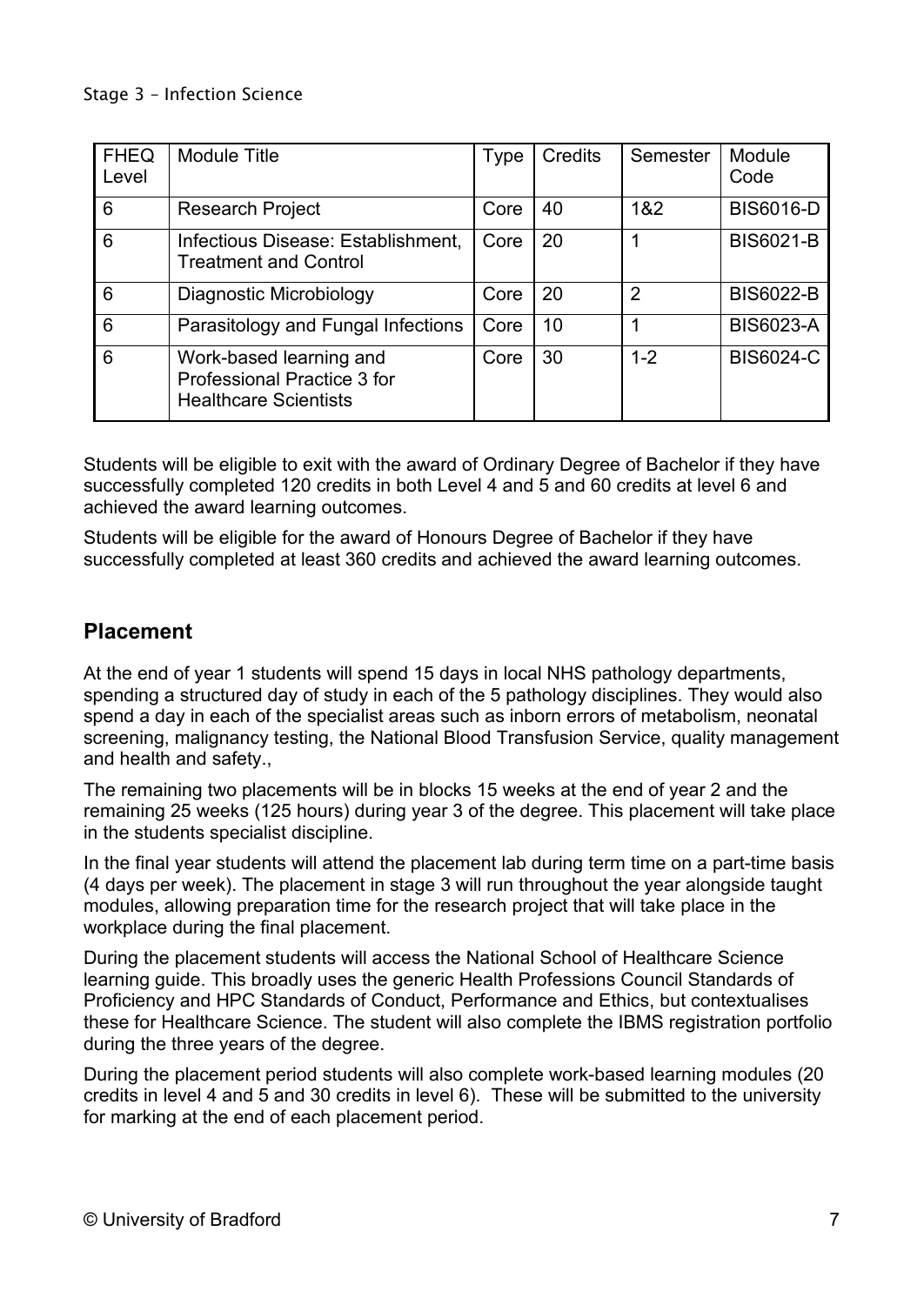Stage 3 – Infection Science

| FHEQ Level | Module Title | Type | Credits | Semester | Module Code |
|---|---|---|---|---|---|
| 6 | Research Project | Core | 40 | 1&2 | BIS6016-D |
| 6 | Infectious Disease: Establishment, Treatment and Control | Core | 20 | 1 | BIS6021-B |
| 6 | Diagnostic Microbiology | Core | 20 | 2 | BIS6022-B |
| 6 | Parasitology and Fungal Infections | Core | 10 | 1 | BIS6023-A |
| 6 | Work-based learning and Professional Practice 3 for Healthcare Scientists | Core | 30 | 1-2 | BIS6024-C |

Students will be eligible to exit with the award of Ordinary Degree of Bachelor if they have successfully completed 120 credits in both Level 4 and 5 and 60 credits at level 6 and achieved the award learning outcomes.

Students will be eligible for the award of Honours Degree of Bachelor if they have successfully completed at least 360 credits and achieved the award learning outcomes.

## Placement

At the end of year 1 students will spend 15 days in local NHS pathology departments, spending a structured day of study in each of the 5 pathology disciplines. They would also spend a day in each of the specialist areas such as inborn errors of metabolism, neonatal screening, malignancy testing, the National Blood Transfusion Service, quality management and health and safety.,

The remaining two placements will be in blocks 15 weeks at the end of year 2 and the remaining 25 weeks (125 hours) during year 3 of the degree. This placement will take place in the students specialist discipline.

In the final year students will attend the placement lab during term time on a part-time basis (4 days per week). The placement in stage 3 will run throughout the year alongside taught modules, allowing preparation time for the research project that will take place in the workplace during the final placement.

During the placement students will access the National School of Healthcare Science learning guide. This broadly uses the generic Health Professions Council Standards of Proficiency and HPC Standards of Conduct, Performance and Ethics, but contextualises these for Healthcare Science. The student will also complete the IBMS registration portfolio during the three years of the degree.

During the placement period students will also complete work-based learning modules (20 credits in level 4 and 5 and 30 credits in level 6). These will be submitted to the university for marking at the end of each placement period.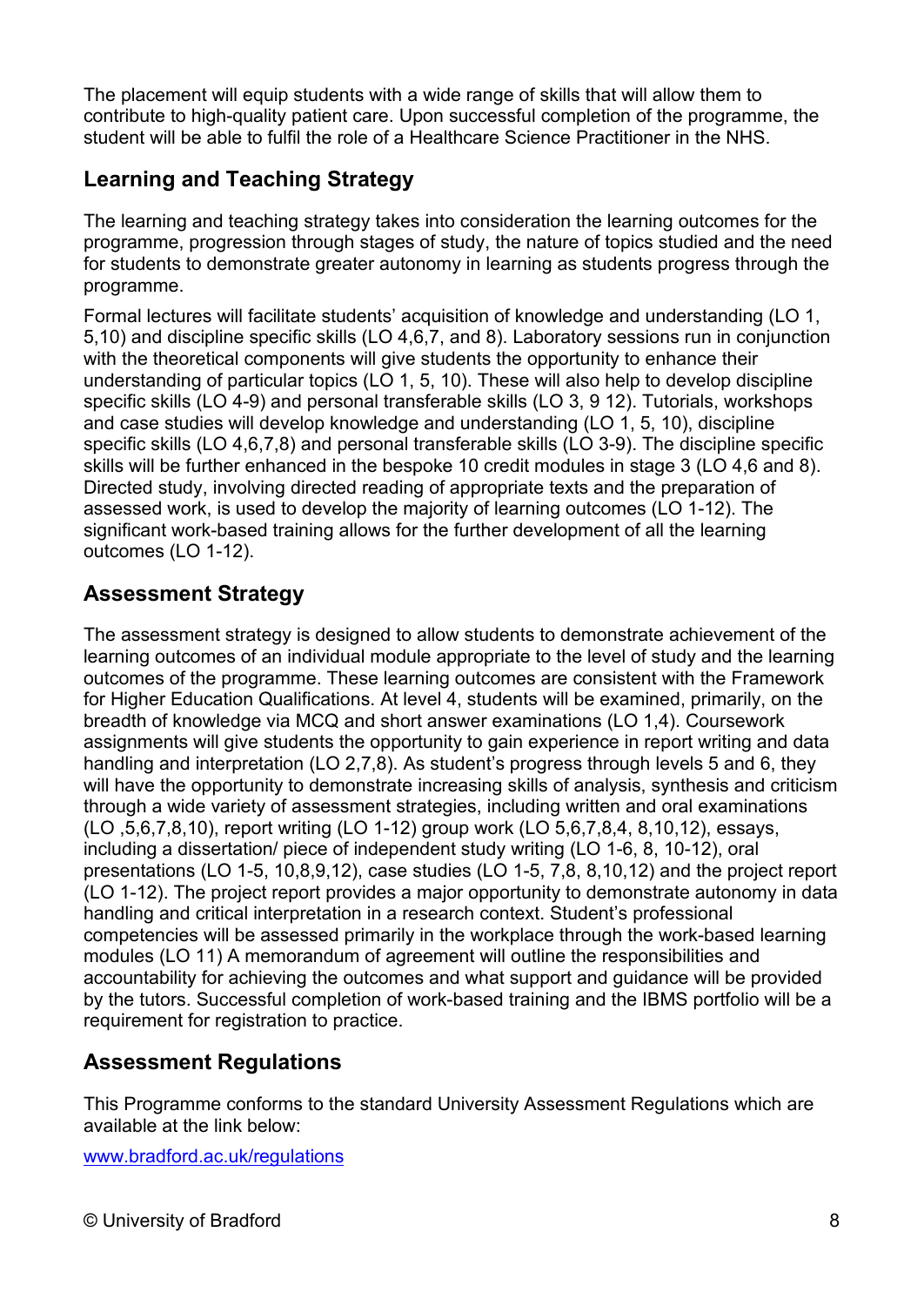The placement will equip students with a wide range of skills that will allow them to contribute to high-quality patient care. Upon successful completion of the programme, the student will be able to fulfil the role of a Healthcare Science Practitioner in the NHS.

## Learning and Teaching Strategy

The learning and teaching strategy takes into consideration the learning outcomes for the programme, progression through stages of study, the nature of topics studied and the need for students to demonstrate greater autonomy in learning as students progress through the programme.

Formal lectures will facilitate students' acquisition of knowledge and understanding (LO 1, 5,10) and discipline specific skills (LO 4,6,7, and 8). Laboratory sessions run in conjunction with the theoretical components will give students the opportunity to enhance their understanding of particular topics (LO 1, 5, 10). These will also help to develop discipline specific skills (LO 4-9) and personal transferable skills (LO 3, 9 12). Tutorials, workshops and case studies will develop knowledge and understanding (LO 1, 5, 10), discipline specific skills (LO 4,6,7,8) and personal transferable skills (LO 3-9). The discipline specific skills will be further enhanced in the bespoke 10 credit modules in stage 3 (LO 4,6 and 8). Directed study, involving directed reading of appropriate texts and the preparation of assessed work, is used to develop the majority of learning outcomes (LO 1-12). The significant work-based training allows for the further development of all the learning outcomes (LO 1-12).

## Assessment Strategy

The assessment strategy is designed to allow students to demonstrate achievement of the learning outcomes of an individual module appropriate to the level of study and the learning outcomes of the programme. These learning outcomes are consistent with the Framework for Higher Education Qualifications. At level 4, students will be examined, primarily, on the breadth of knowledge via MCQ and short answer examinations (LO 1,4). Coursework assignments will give students the opportunity to gain experience in report writing and data handling and interpretation (LO 2,7,8). As student's progress through levels 5 and 6, they will have the opportunity to demonstrate increasing skills of analysis, synthesis and criticism through a wide variety of assessment strategies, including written and oral examinations (LO ,5,6,7,8,10), report writing (LO 1-12) group work (LO 5,6,7,8,4, 8,10,12), essays, including a dissertation/ piece of independent study writing (LO 1-6, 8, 10-12), oral presentations (LO 1-5, 10,8,9,12), case studies (LO 1-5, 7,8, 8,10,12) and the project report (LO 1-12). The project report provides a major opportunity to demonstrate autonomy in data handling and critical interpretation in a research context. Student's professional competencies will be assessed primarily in the workplace through the work-based learning modules (LO 11) A memorandum of agreement will outline the responsibilities and accountability for achieving the outcomes and what support and guidance will be provided by the tutors. Successful completion of work-based training and the IBMS portfolio will be a requirement for registration to practice.

## Assessment Regulations

This Programme conforms to the standard University Assessment Regulations which are available at the link below:

[www.bradford.ac.uk/regulations](http://www.bradford.ac.uk/regulations)

© University of Bradford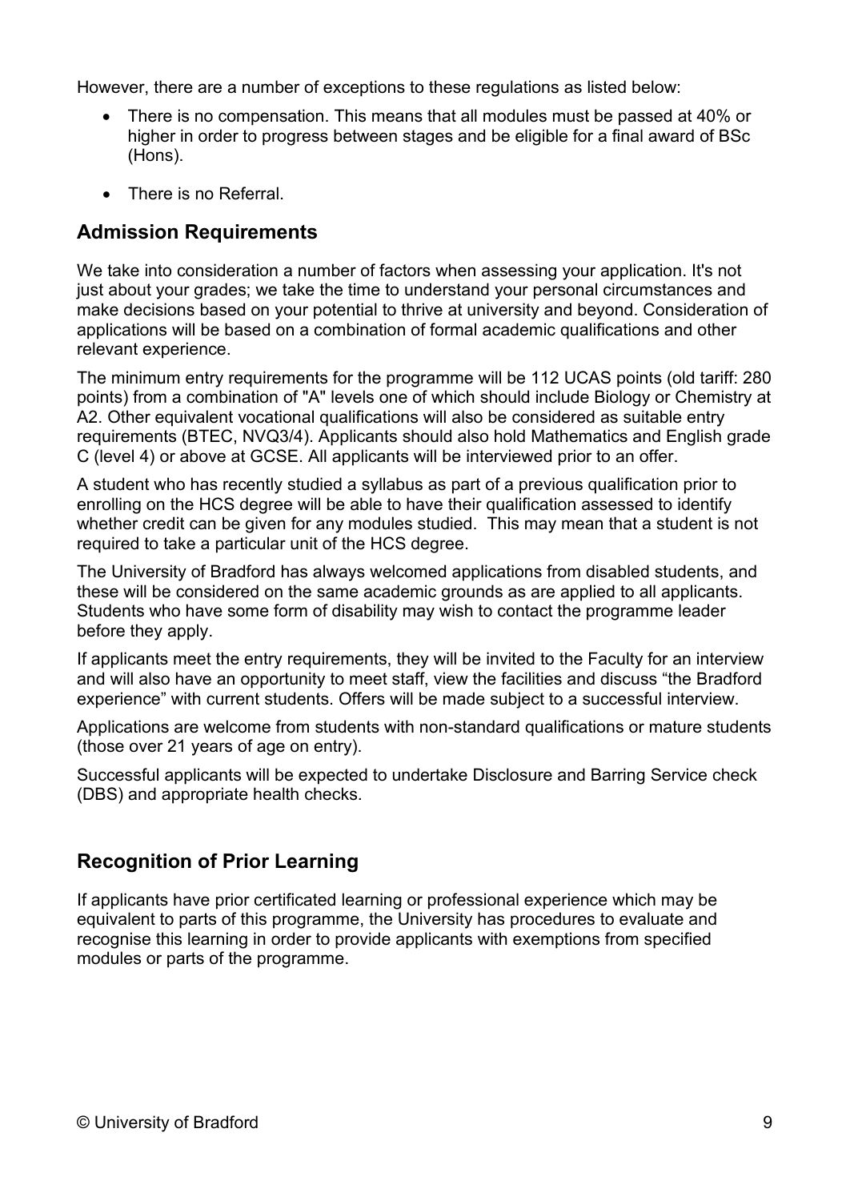However, there are a number of exceptions to these regulations as listed below:

- There is no compensation. This means that all modules must be passed at 40% or higher in order to progress between stages and be eligible for a final award of BSc (Hons).
- There is no Referral.

## Admission Requirements

We take into consideration a number of factors when assessing your application. It's not just about your grades; we take the time to understand your personal circumstances and make decisions based on your potential to thrive at university and beyond. Consideration of applications will be based on a combination of formal academic qualifications and other relevant experience.

The minimum entry requirements for the programme will be 112 UCAS points (old tariff: 280 points) from a combination of "A" levels one of which should include Biology or Chemistry at A2. Other equivalent vocational qualifications will also be considered as suitable entry requirements (BTEC, NVQ3/4). Applicants should also hold Mathematics and English grade C (level 4) or above at GCSE. All applicants will be interviewed prior to an offer.

A student who has recently studied a syllabus as part of a previous qualification prior to enrolling on the HCS degree will be able to have their qualification assessed to identify whether credit can be given for any modules studied. This may mean that a student is not required to take a particular unit of the HCS degree.

The University of Bradford has always welcomed applications from disabled students, and these will be considered on the same academic grounds as are applied to all applicants. Students who have some form of disability may wish to contact the programme leader before they apply.

If applicants meet the entry requirements, they will be invited to the Faculty for an interview and will also have an opportunity to meet staff, view the facilities and discuss "the Bradford experience" with current students. Offers will be made subject to a successful interview.

Applications are welcome from students with non-standard qualifications or mature students (those over 21 years of age on entry).

Successful applicants will be expected to undertake Disclosure and Barring Service check (DBS) and appropriate health checks.

## Recognition of Prior Learning

If applicants have prior certificated learning or professional experience which may be equivalent to parts of this programme, the University has procedures to evaluate and recognise this learning in order to provide applicants with exemptions from specified modules or parts of the programme.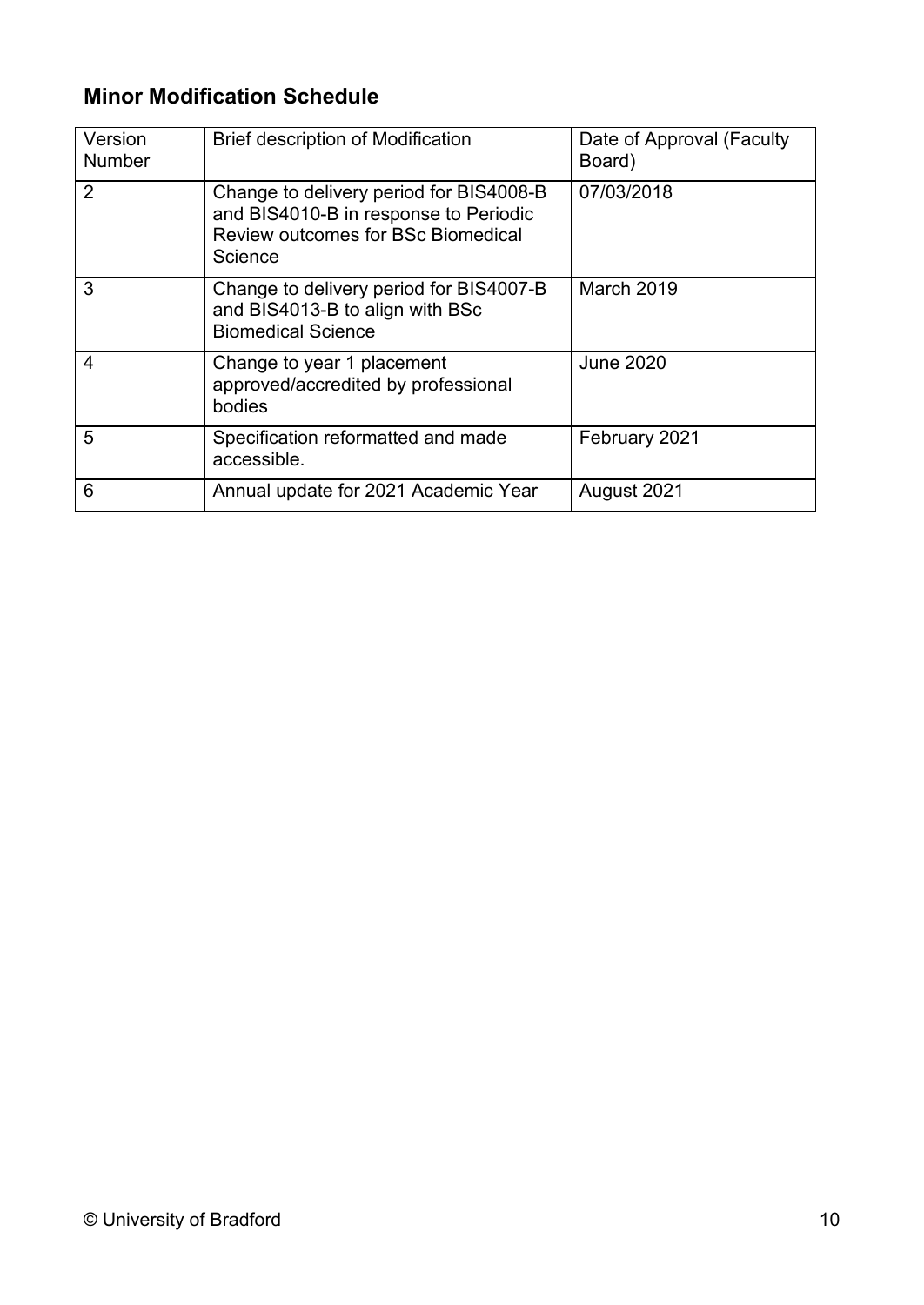## Minor Modification Schedule

| Version Number | Brief description of Modification | Date of Approval (Faculty Board) |
| --- | --- | --- |
| 2 | Change to delivery period for BIS4008-B and BIS4010-B in response to Periodic Review outcomes for BSc Biomedical Science | 07/03/2018 |
| 3 | Change to delivery period for BIS4007-B and BIS4013-B to align with BSc Biomedical Science | March 2019 |
| 4 | Change to year 1 placement approved/accredited by professional bodies | June 2020 |
| 5 | Specification reformatted and made accessible. | February 2021 |
| 6 | Annual update for 2021 Academic Year | August 2021 |

© University of Bradford